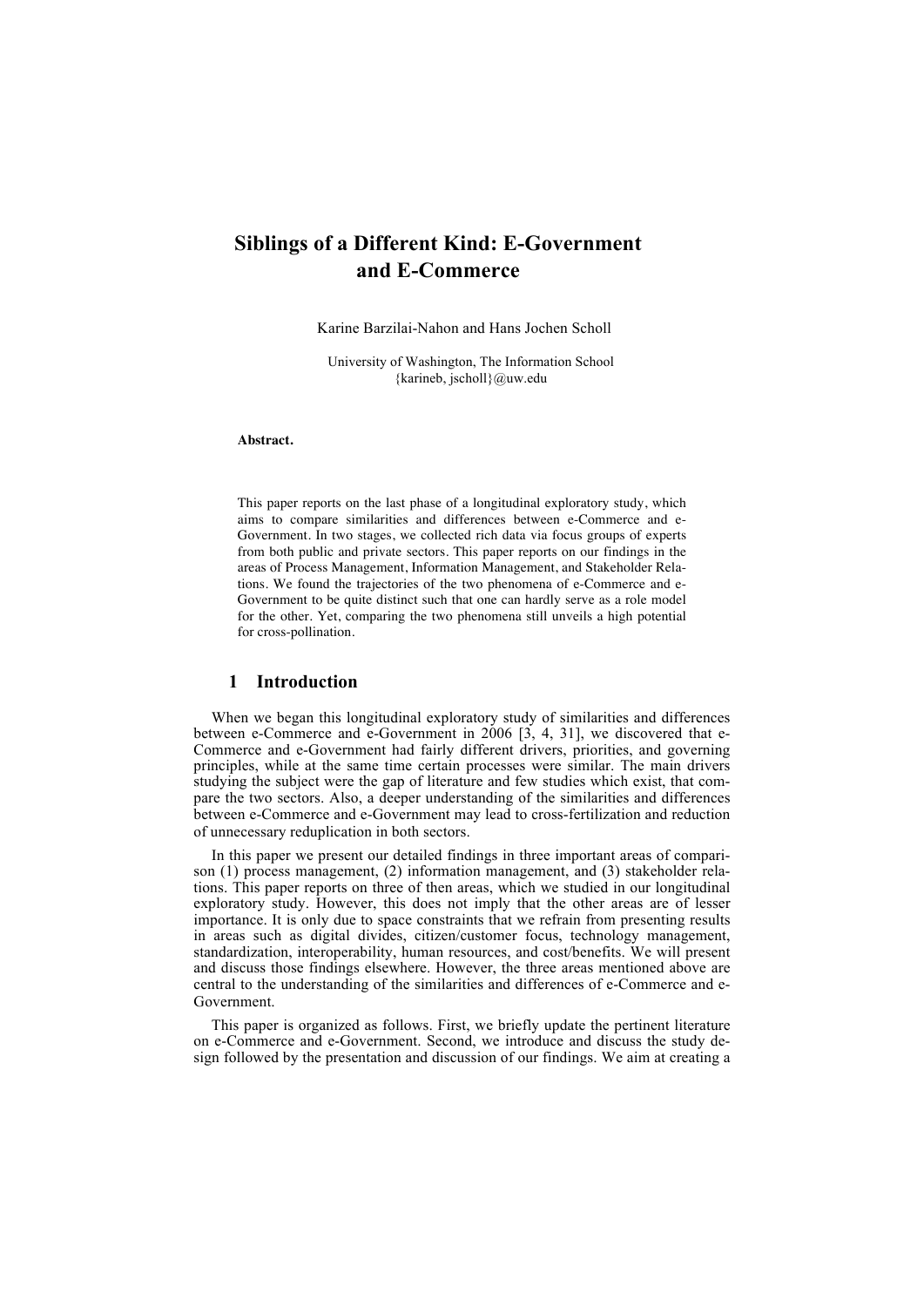# Siblings of a Different Kind: E-Government and E-Commerce

Karine Barzilai-Nahon and Hans Jochen Scholl

University of Washington, The Information School
{karineb, jscholl}@uw.edu

**Abstract.**

This paper reports on the last phase of a longitudinal exploratory study, which aims to compare similarities and differences between e-Commerce and e-Government. In two stages, we collected rich data via focus groups of experts from both public and private sectors. This paper reports on our findings in the areas of Process Management, Information Management, and Stakeholder Relations. We found the trajectories of the two phenomena of e-Commerce and e-Government to be quite distinct such that one can hardly serve as a role model for the other. Yet, comparing the two phenomena still unveils a high potential for cross-pollination.

## 1 Introduction

When we began this longitudinal exploratory study of similarities and differences between e-Commerce and e-Government in 2006 [3, 4, 31], we discovered that e-Commerce and e-Government had fairly different drivers, priorities, and governing principles, while at the same time certain processes were similar. The main drivers studying the subject were the gap of literature and few studies which exist, that compare the two sectors. Also, a deeper understanding of the similarities and differences between e-Commerce and e-Government may lead to cross-fertilization and reduction of unnecessary reduplication in both sectors.

In this paper we present our detailed findings in three important areas of comparison (1) process management, (2) information management, and (3) stakeholder relations. This paper reports on three of then areas, which we studied in our longitudinal exploratory study. However, this does not imply that the other areas are of lesser importance. It is only due to space constraints that we refrain from presenting results in areas such as digital divides, citizen/customer focus, technology management, standardization, interoperability, human resources, and cost/benefits. We will present and discuss those findings elsewhere. However, the three areas mentioned above are central to the understanding of the similarities and differences of e-Commerce and e-Government.

This paper is organized as follows. First, we briefly update the pertinent literature on e-Commerce and e-Government. Second, we introduce and discuss the study design followed by the presentation and discussion of our findings. We aim at creating a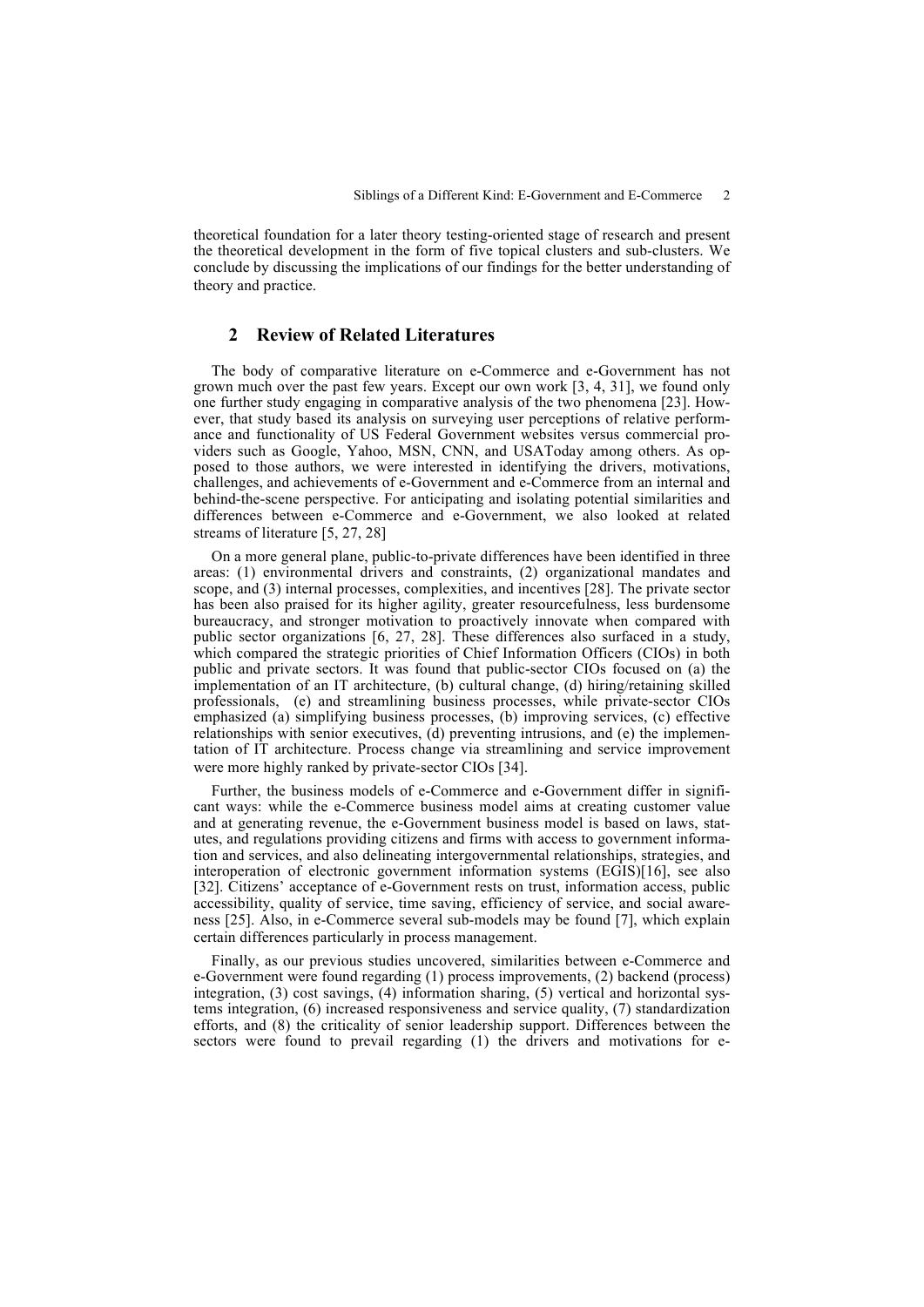theoretical foundation for a later theory testing-oriented stage of research and present the theoretical development in the form of five topical clusters and sub-clusters. We conclude by discussing the implications of our findings for the better understanding of theory and practice.

## 2 Review of Related Literatures

The body of comparative literature on e-Commerce and e-Government has not grown much over the past few years. Except our own work [3, 4, 31], we found only one further study engaging in comparative analysis of the two phenomena [23]. However, that study based its analysis on surveying user perceptions of relative performance and functionality of US Federal Government websites versus commercial providers such as Google, Yahoo, MSN, CNN, and USAToday among others. As opposed to those authors, we were interested in identifying the drivers, motivations, challenges, and achievements of e-Government and e-Commerce from an internal and behind-the-scene perspective. For anticipating and isolating potential similarities and differences between e-Commerce and e-Government, we also looked at related streams of literature [5, 27, 28]

On a more general plane, public-to-private differences have been identified in three areas: (1) environmental drivers and constraints, (2) organizational mandates and scope, and (3) internal processes, complexities, and incentives [28]. The private sector has been also praised for its higher agility, greater resourcefulness, less burdensome bureaucracy, and stronger motivation to proactively innovate when compared with public sector organizations [6, 27, 28]. These differences also surfaced in a study, which compared the strategic priorities of Chief Information Officers (CIOs) in both public and private sectors. It was found that public-sector CIOs focused on (a) the implementation of an IT architecture, (b) cultural change, (d) hiring/retaining skilled professionals, (e) and streamlining business processes, while private-sector CIOs emphasized (a) simplifying business processes, (b) improving services, (c) effective relationships with senior executives, (d) preventing intrusions, and (e) the implementation of IT architecture. Process change via streamlining and service improvement were more highly ranked by private-sector CIOs [34].

Further, the business models of e-Commerce and e-Government differ in significant ways: while the e-Commerce business model aims at creating customer value and at generating revenue, the e-Government business model is based on laws, statutes, and regulations providing citizens and firms with access to government information and services, and also delineating intergovernmental relationships, strategies, and interoperation of electronic government information systems (EGIS)[16], see also [32]. Citizens' acceptance of e-Government rests on trust, information access, public accessibility, quality of service, time saving, efficiency of service, and social awareness [25]. Also, in e-Commerce several sub-models may be found [7], which explain certain differences particularly in process management.

Finally, as our previous studies uncovered, similarities between e-Commerce and e-Government were found regarding (1) process improvements, (2) backend (process) integration, (3) cost savings, (4) information sharing, (5) vertical and horizontal systems integration, (6) increased responsiveness and service quality, (7) standardization efforts, and (8) the criticality of senior leadership support. Differences between the sectors were found to prevail regarding (1) the drivers and motivations for e-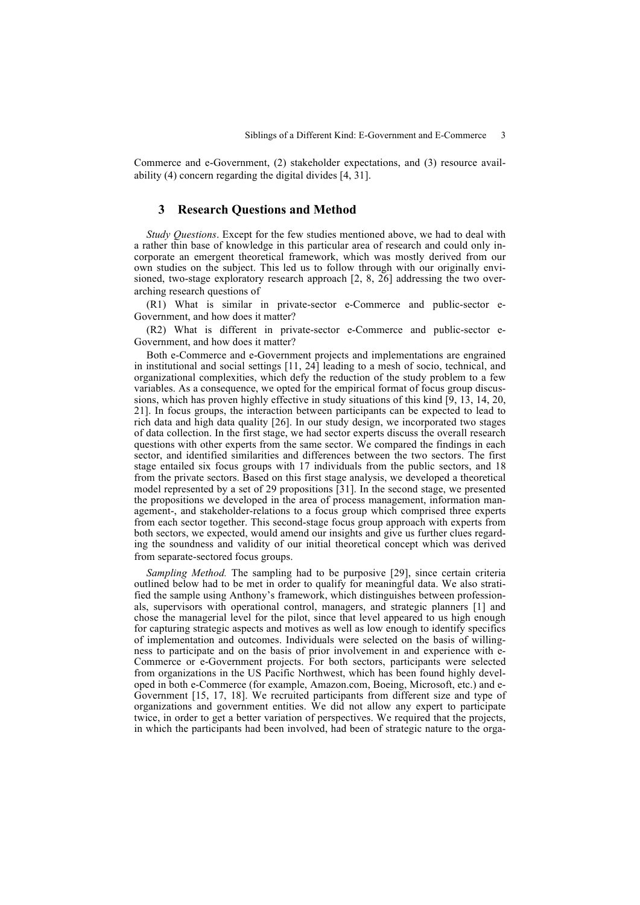Commerce and e-Government, (2) stakeholder expectations, and (3) resource availability (4) concern regarding the digital divides [4, 31].

## 3 Research Questions and Method

*Study Questions*. Except for the few studies mentioned above, we had to deal with a rather thin base of knowledge in this particular area of research and could only incorporate an emergent theoretical framework, which was mostly derived from our own studies on the subject. This led us to follow through with our originally envisioned, two-stage exploratory research approach [2, 8, 26] addressing the two overarching research questions of

(R1) What is similar in private-sector e-Commerce and public-sector e-Government, and how does it matter?

(R2) What is different in private-sector e-Commerce and public-sector e-Government, and how does it matter?

Both e-Commerce and e-Government projects and implementations are engrained in institutional and social settings [11, 24] leading to a mesh of socio, technical, and organizational complexities, which defy the reduction of the study problem to a few variables. As a consequence, we opted for the empirical format of focus group discussions, which has proven highly effective in study situations of this kind [9, 13, 14, 20, 21]. In focus groups, the interaction between participants can be expected to lead to rich data and high data quality [26]. In our study design, we incorporated two stages of data collection. In the first stage, we had sector experts discuss the overall research questions with other experts from the same sector. We compared the findings in each sector, and identified similarities and differences between the two sectors. The first stage entailed six focus groups with 17 individuals from the public sectors, and 18 from the private sectors. Based on this first stage analysis, we developed a theoretical model represented by a set of 29 propositions [31]. In the second stage, we presented the propositions we developed in the area of process management, information management-, and stakeholder-relations to a focus group which comprised three experts from each sector together. This second-stage focus group approach with experts from both sectors, we expected, would amend our insights and give us further clues regarding the soundness and validity of our initial theoretical concept which was derived from separate-sectored focus groups.

*Sampling Method.* The sampling had to be purposive [29], since certain criteria outlined below had to be met in order to qualify for meaningful data. We also stratified the sample using Anthony's framework, which distinguishes between professionals, supervisors with operational control, managers, and strategic planners [1] and chose the managerial level for the pilot, since that level appeared to us high enough for capturing strategic aspects and motives as well as low enough to identify specifics of implementation and outcomes. Individuals were selected on the basis of willingness to participate and on the basis of prior involvement in and experience with e-Commerce or e-Government projects. For both sectors, participants were selected from organizations in the US Pacific Northwest, which has been found highly developed in both e-Commerce (for example, Amazon.com, Boeing, Microsoft, etc.) and e-Government [15, 17, 18]. We recruited participants from different size and type of organizations and government entities. We did not allow any expert to participate twice, in order to get a better variation of perspectives. We required that the projects, in which the participants had been involved, had been of strategic nature to the orga-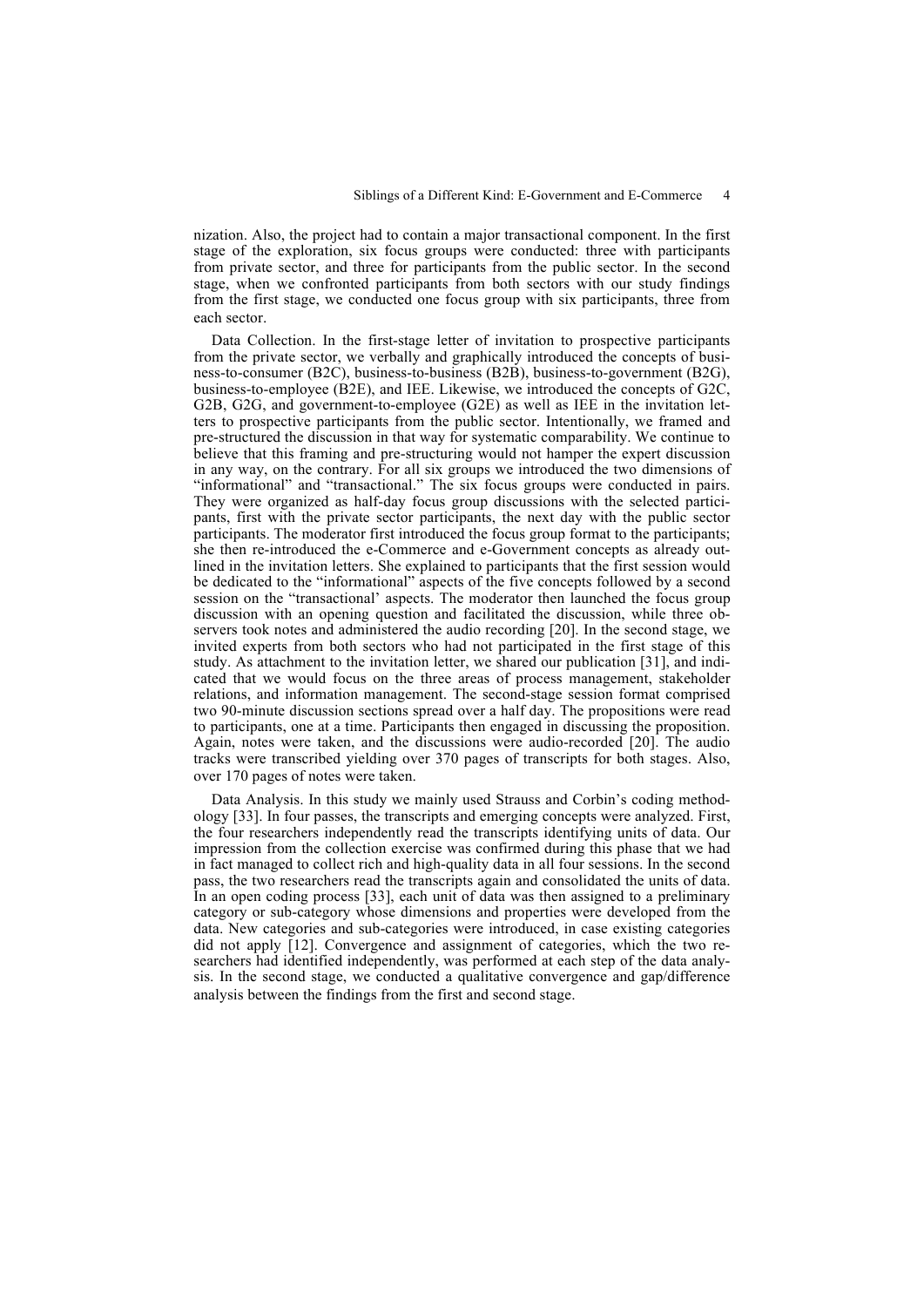nization. Also, the project had to contain a major transactional component. In the first stage of the exploration, six focus groups were conducted: three with participants from private sector, and three for participants from the public sector. In the second stage, when we confronted participants from both sectors with our study findings from the first stage, we conducted one focus group with six participants, three from each sector.

Data Collection. In the first-stage letter of invitation to prospective participants from the private sector, we verbally and graphically introduced the concepts of business-to-consumer (B2C), business-to-business (B2B), business-to-government (B2G), business-to-employee (B2E), and IEE. Likewise, we introduced the concepts of G2C, G2B, G2G, and government-to-employee (G2E) as well as IEE in the invitation letters to prospective participants from the public sector. Intentionally, we framed and pre-structured the discussion in that way for systematic comparability. We continue to believe that this framing and pre-structuring would not hamper the expert discussion in any way, on the contrary. For all six groups we introduced the two dimensions of "informational" and "transactional." The six focus groups were conducted in pairs. They were organized as half-day focus group discussions with the selected participants, first with the private sector participants, the next day with the public sector participants. The moderator first introduced the focus group format to the participants; she then re-introduced the e-Commerce and e-Government concepts as already outlined in the invitation letters. She explained to participants that the first session would be dedicated to the "informational" aspects of the five concepts followed by a second session on the "transactional' aspects. The moderator then launched the focus group discussion with an opening question and facilitated the discussion, while three observers took notes and administered the audio recording [20]. In the second stage, we invited experts from both sectors who had not participated in the first stage of this study. As attachment to the invitation letter, we shared our publication [31], and indicated that we would focus on the three areas of process management, stakeholder relations, and information management. The second-stage session format comprised two 90-minute discussion sections spread over a half day. The propositions were read to participants, one at a time. Participants then engaged in discussing the proposition. Again, notes were taken, and the discussions were audio-recorded [20]. The audio tracks were transcribed yielding over 370 pages of transcripts for both stages. Also, over 170 pages of notes were taken.

Data Analysis. In this study we mainly used Strauss and Corbin's coding methodology [33]. In four passes, the transcripts and emerging concepts were analyzed. First, the four researchers independently read the transcripts identifying units of data. Our impression from the collection exercise was confirmed during this phase that we had in fact managed to collect rich and high-quality data in all four sessions. In the second pass, the two researchers read the transcripts again and consolidated the units of data. In an open coding process [33], each unit of data was then assigned to a preliminary category or sub-category whose dimensions and properties were developed from the data. New categories and sub-categories were introduced, in case existing categories did not apply [12]. Convergence and assignment of categories, which the two researchers had identified independently, was performed at each step of the data analysis. In the second stage, we conducted a qualitative convergence and gap/difference analysis between the findings from the first and second stage.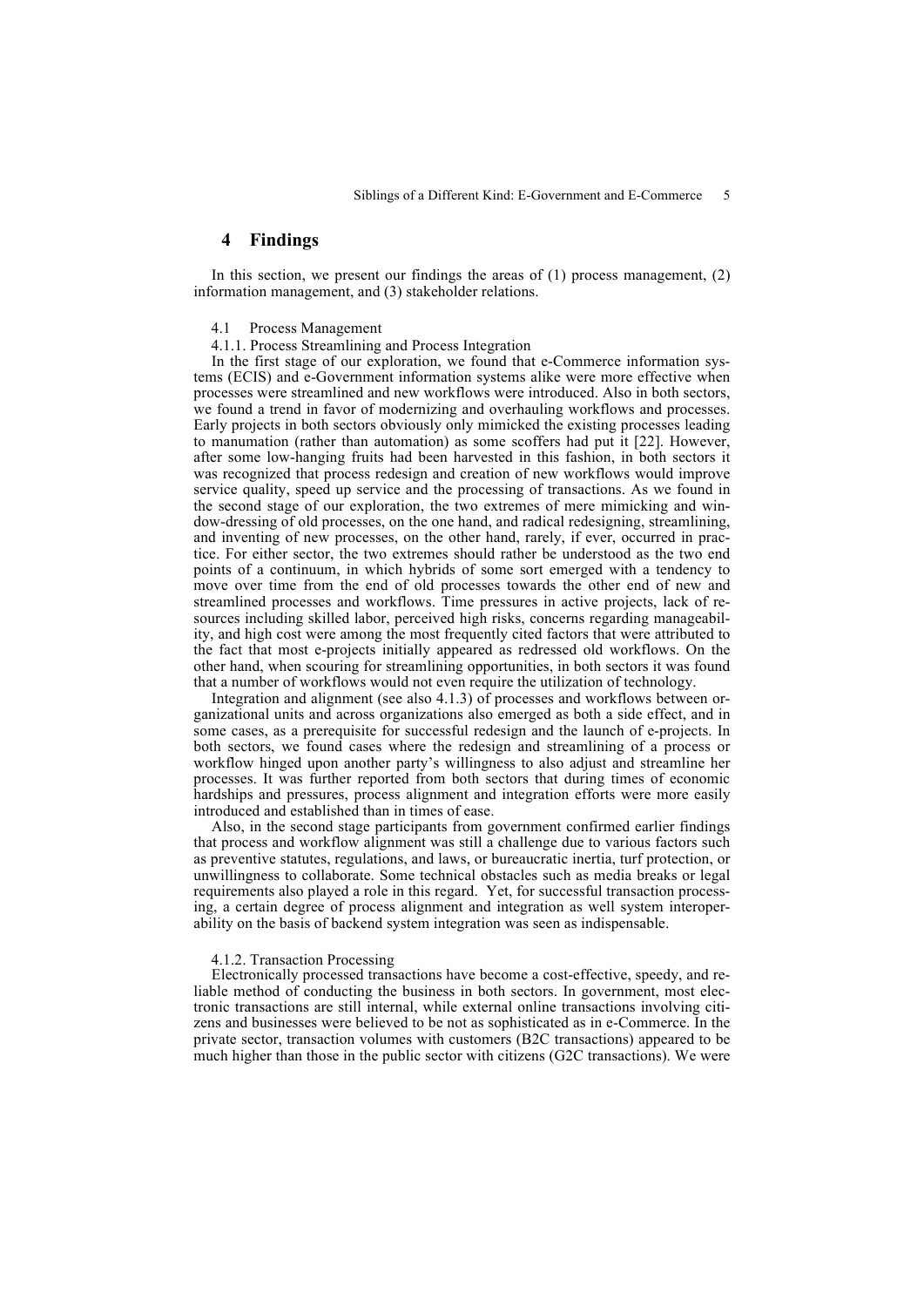## 4 Findings

In this section, we present our findings the areas of (1) process management, (2) information management, and (3) stakeholder relations.

### 4.1 Process Management

#### 4.1.1. Process Streamlining and Process Integration

In the first stage of our exploration, we found that e-Commerce information systems (ECIS) and e-Government information systems alike were more effective when processes were streamlined and new workflows were introduced. Also in both sectors, we found a trend in favor of modernizing and overhauling workflows and processes. Early projects in both sectors obviously only mimicked the existing processes leading to manumation (rather than automation) as some scoffers had put it [22]. However, after some low-hanging fruits had been harvested in this fashion, in both sectors it was recognized that process redesign and creation of new workflows would improve service quality, speed up service and the processing of transactions. As we found in the second stage of our exploration, the two extremes of mere mimicking and window-dressing of old processes, on the one hand, and radical redesigning, streamlining, and inventing of new processes, on the other hand, rarely, if ever, occurred in practice. For either sector, the two extremes should rather be understood as the two end points of a continuum, in which hybrids of some sort emerged with a tendency to move over time from the end of old processes towards the other end of new and streamlined processes and workflows. Time pressures in active projects, lack of resources including skilled labor, perceived high risks, concerns regarding manageability, and high cost were among the most frequently cited factors that were attributed to the fact that most e-projects initially appeared as redressed old workflows. On the other hand, when scouring for streamlining opportunities, in both sectors it was found that a number of workflows would not even require the utilization of technology.

Integration and alignment (see also 4.1.3) of processes and workflows between organizational units and across organizations also emerged as both a side effect, and in some cases, as a prerequisite for successful redesign and the launch of e-projects. In both sectors, we found cases where the redesign and streamlining of a process or workflow hinged upon another party's willingness to also adjust and streamline her processes. It was further reported from both sectors that during times of economic hardships and pressures, process alignment and integration efforts were more easily introduced and established than in times of ease.

Also, in the second stage participants from government confirmed earlier findings that process and workflow alignment was still a challenge due to various factors such as preventive statutes, regulations, and laws, or bureaucratic inertia, turf protection, or unwillingness to collaborate. Some technical obstacles such as media breaks or legal requirements also played a role in this regard. Yet, for successful transaction processing, a certain degree of process alignment and integration as well system interoperability on the basis of backend system integration was seen as indispensable.

#### 4.1.2. Transaction Processing

Electronically processed transactions have become a cost-effective, speedy, and reliable method of conducting the business in both sectors. In government, most electronic transactions are still internal, while external online transactions involving citizens and businesses were believed to be not as sophisticated as in e-Commerce. In the private sector, transaction volumes with customers (B2C transactions) appeared to be much higher than those in the public sector with citizens (G2C transactions). We were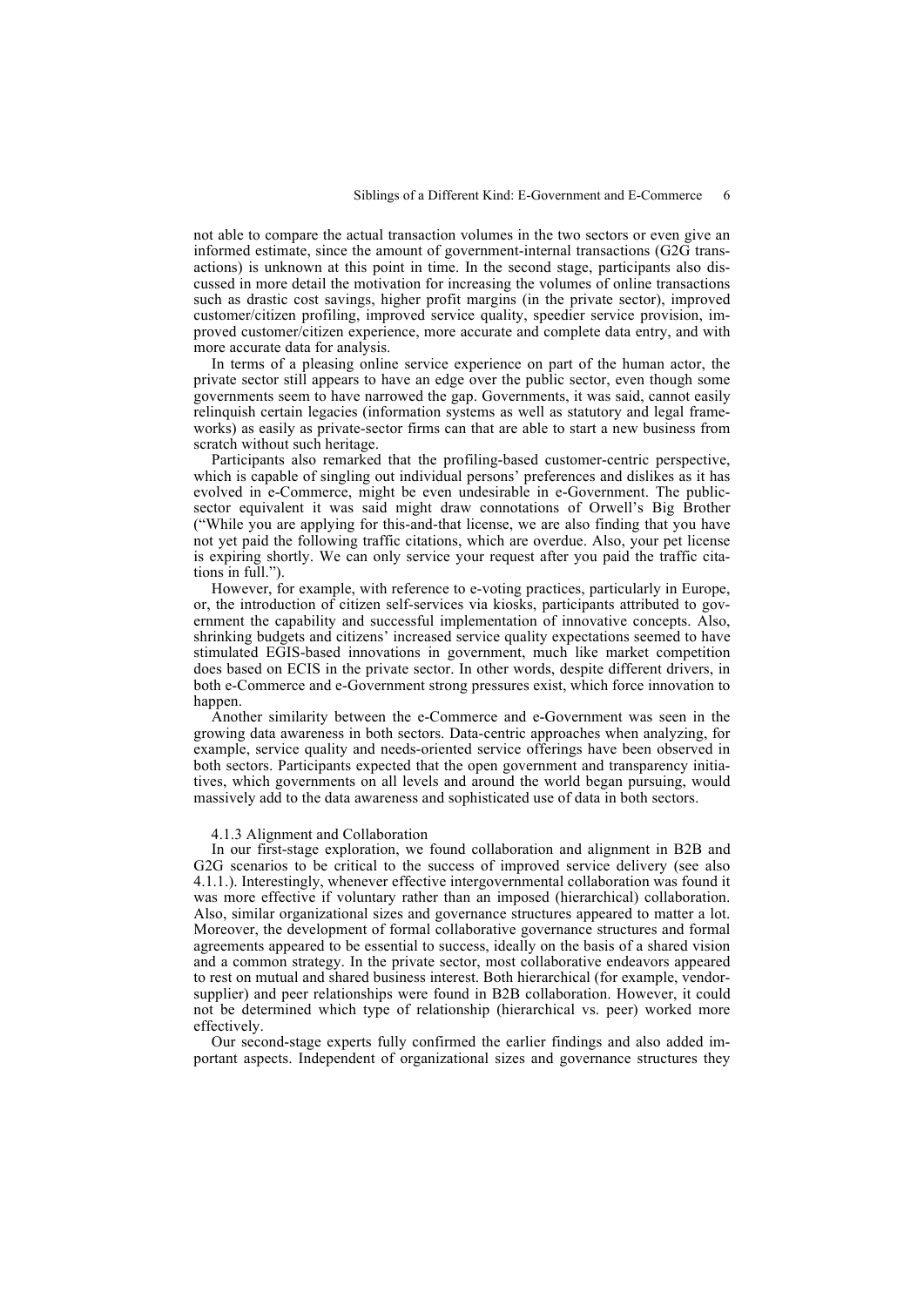not able to compare the actual transaction volumes in the two sectors or even give an informed estimate, since the amount of government-internal transactions (G2G transactions) is unknown at this point in time. In the second stage, participants also discussed in more detail the motivation for increasing the volumes of online transactions such as drastic cost savings, higher profit margins (in the private sector), improved customer/citizen profiling, improved service quality, speedier service provision, improved customer/citizen experience, more accurate and complete data entry, and with more accurate data for analysis.

In terms of a pleasing online service experience on part of the human actor, the private sector still appears to have an edge over the public sector, even though some governments seem to have narrowed the gap. Governments, it was said, cannot easily relinquish certain legacies (information systems as well as statutory and legal frameworks) as easily as private-sector firms can that are able to start a new business from scratch without such heritage.

Participants also remarked that the profiling-based customer-centric perspective, which is capable of singling out individual persons' preferences and dislikes as it has evolved in e-Commerce, might be even undesirable in e-Government. The public-sector equivalent it was said might draw connotations of Orwell's Big Brother ("While you are applying for this-and-that license, we are also finding that you have not yet paid the following traffic citations, which are overdue. Also, your pet license is expiring shortly. We can only service your request after you paid the traffic citations in full.").

However, for example, with reference to e-voting practices, particularly in Europe, or, the introduction of citizen self-services via kiosks, participants attributed to government the capability and successful implementation of innovative concepts. Also, shrinking budgets and citizens' increased service quality expectations seemed to have stimulated EGIS-based innovations in government, much like market competition does based on ECIS in the private sector. In other words, despite different drivers, in both e-Commerce and e-Government strong pressures exist, which force innovation to happen.

Another similarity between the e-Commerce and e-Government was seen in the growing data awareness in both sectors. Data-centric approaches when analyzing, for example, service quality and needs-oriented service offerings have been observed in both sectors. Participants expected that the open government and transparency initiatives, which governments on all levels and around the world began pursuing, would massively add to the data awareness and sophisticated use of data in both sectors.

### 4.1.3 Alignment and Collaboration

In our first-stage exploration, we found collaboration and alignment in B2B and G2G scenarios to be critical to the success of improved service delivery (see also 4.1.1.). Interestingly, whenever effective intergovernmental collaboration was found it was more effective if voluntary rather than an imposed (hierarchical) collaboration. Also, similar organizational sizes and governance structures appeared to matter a lot. Moreover, the development of formal collaborative governance structures and formal agreements appeared to be essential to success, ideally on the basis of a shared vision and a common strategy. In the private sector, most collaborative endeavors appeared to rest on mutual and shared business interest. Both hierarchical (for example, vendor-supplier) and peer relationships were found in B2B collaboration. However, it could not be determined which type of relationship (hierarchical vs. peer) worked more effectively.

Our second-stage experts fully confirmed the earlier findings and also added important aspects. Independent of organizational sizes and governance structures they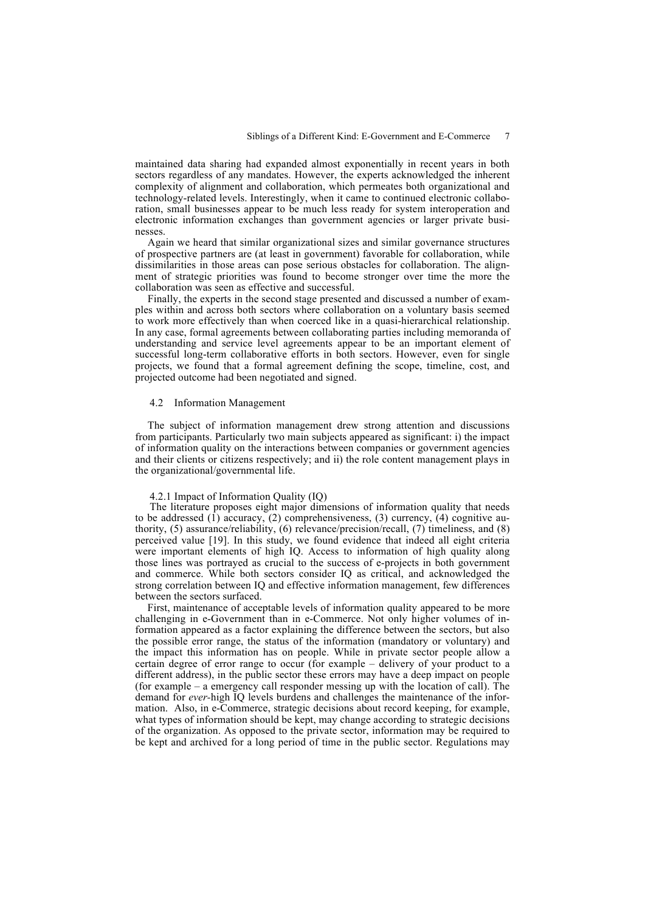maintained data sharing had expanded almost exponentially in recent years in both sectors regardless of any mandates. However, the experts acknowledged the inherent complexity of alignment and collaboration, which permeates both organizational and technology-related levels. Interestingly, when it came to continued electronic collaboration, small businesses appear to be much less ready for system interoperation and electronic information exchanges than government agencies or larger private businesses.

Again we heard that similar organizational sizes and similar governance structures of prospective partners are (at least in government) favorable for collaboration, while dissimilarities in those areas can pose serious obstacles for collaboration. The alignment of strategic priorities was found to become stronger over time the more the collaboration was seen as effective and successful.

Finally, the experts in the second stage presented and discussed a number of examples within and across both sectors where collaboration on a voluntary basis seemed to work more effectively than when coerced like in a quasi-hierarchical relationship. In any case, formal agreements between collaborating parties including memoranda of understanding and service level agreements appear to be an important element of successful long-term collaborative efforts in both sectors. However, even for single projects, we found that a formal agreement defining the scope, timeline, cost, and projected outcome had been negotiated and signed.

### 4.2 Information Management

The subject of information management drew strong attention and discussions from participants. Particularly two main subjects appeared as significant: i) the impact of information quality on the interactions between companies or government agencies and their clients or citizens respectively; and ii) the role content management plays in the organizational/governmental life.

#### 4.2.1 Impact of Information Quality (IQ)

The literature proposes eight major dimensions of information quality that needs to be addressed (1) accuracy, (2) comprehensiveness, (3) currency, (4) cognitive authority, (5) assurance/reliability, (6) relevance/precision/recall, (7) timeliness, and (8) perceived value [19]. In this study, we found evidence that indeed all eight criteria were important elements of high IQ. Access to information of high quality along those lines was portrayed as crucial to the success of e-projects in both government and commerce. While both sectors consider IQ as critical, and acknowledged the strong correlation between IQ and effective information management, few differences between the sectors surfaced.

First, maintenance of acceptable levels of information quality appeared to be more challenging in e-Government than in e-Commerce. Not only higher volumes of information appeared as a factor explaining the difference between the sectors, but also the possible error range, the status of the information (mandatory or voluntary) and the impact this information has on people. While in private sector people allow a certain degree of error range to occur (for example – delivery of your product to a different address), in the public sector these errors may have a deep impact on people (for example – a emergency call responder messing up with the location of call). The demand for *ever*-high IQ levels burdens and challenges the maintenance of the information. Also, in e-Commerce, strategic decisions about record keeping, for example, what types of information should be kept, may change according to strategic decisions of the organization. As opposed to the private sector, information may be required to be kept and archived for a long period of time in the public sector. Regulations may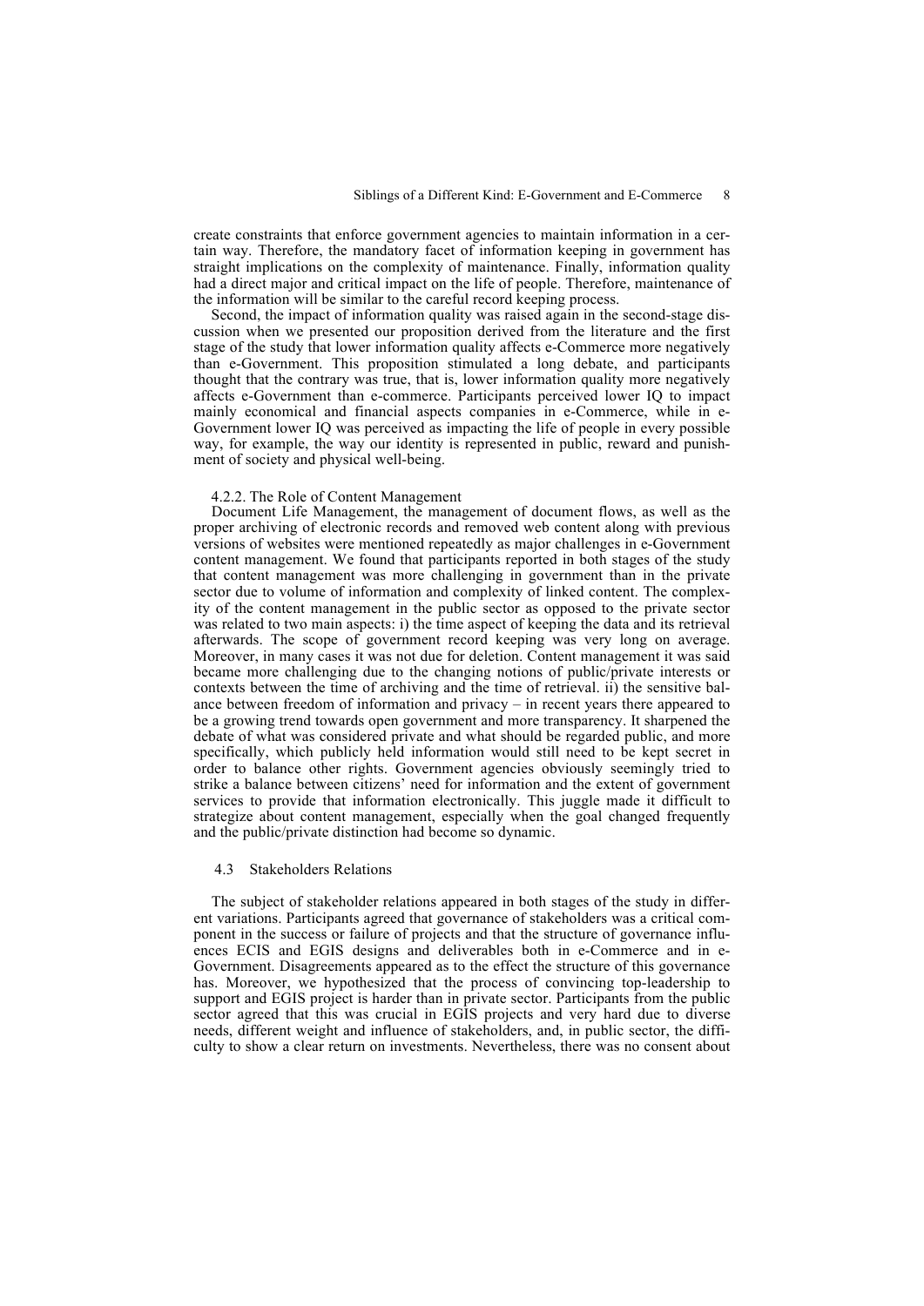create constraints that enforce government agencies to maintain information in a certain way. Therefore, the mandatory facet of information keeping in government has straight implications on the complexity of maintenance. Finally, information quality had a direct major and critical impact on the life of people. Therefore, maintenance of the information will be similar to the careful record keeping process.

Second, the impact of information quality was raised again in the second-stage discussion when we presented our proposition derived from the literature and the first stage of the study that lower information quality affects e-Commerce more negatively than e-Government. This proposition stimulated a long debate, and participants thought that the contrary was true, that is, lower information quality more negatively affects e-Government than e-commerce. Participants perceived lower IQ to impact mainly economical and financial aspects companies in e-Commerce, while in e-Government lower IQ was perceived as impacting the life of people in every possible way, for example, the way our identity is represented in public, reward and punishment of society and physical well-being.

#### 4.2.2. The Role of Content Management

Document Life Management, the management of document flows, as well as the proper archiving of electronic records and removed web content along with previous versions of websites were mentioned repeatedly as major challenges in e-Government content management. We found that participants reported in both stages of the study that content management was more challenging in government than in the private sector due to volume of information and complexity of linked content. The complexity of the content management in the public sector as opposed to the private sector was related to two main aspects: i) the time aspect of keeping the data and its retrieval afterwards. The scope of government record keeping was very long on average. Moreover, in many cases it was not due for deletion. Content management it was said became more challenging due to the changing notions of public/private interests or contexts between the time of archiving and the time of retrieval. ii) the sensitive balance between freedom of information and privacy – in recent years there appeared to be a growing trend towards open government and more transparency. It sharpened the debate of what was considered private and what should be regarded public, and more specifically, which publicly held information would still need to be kept secret in order to balance other rights. Government agencies obviously seemingly tried to strike a balance between citizens' need for information and the extent of government services to provide that information electronically. This juggle made it difficult to strategize about content management, especially when the goal changed frequently and the public/private distinction had become so dynamic.

### 4.3 Stakeholders Relations

The subject of stakeholder relations appeared in both stages of the study in different variations. Participants agreed that governance of stakeholders was a critical component in the success or failure of projects and that the structure of governance influences ECIS and EGIS designs and deliverables both in e-Commerce and in e-Government. Disagreements appeared as to the effect the structure of this governance has. Moreover, we hypothesized that the process of convincing top-leadership to support and EGIS project is harder than in private sector. Participants from the public sector agreed that this was crucial in EGIS projects and very hard due to diverse needs, different weight and influence of stakeholders, and, in public sector, the difficulty to show a clear return on investments. Nevertheless, there was no consent about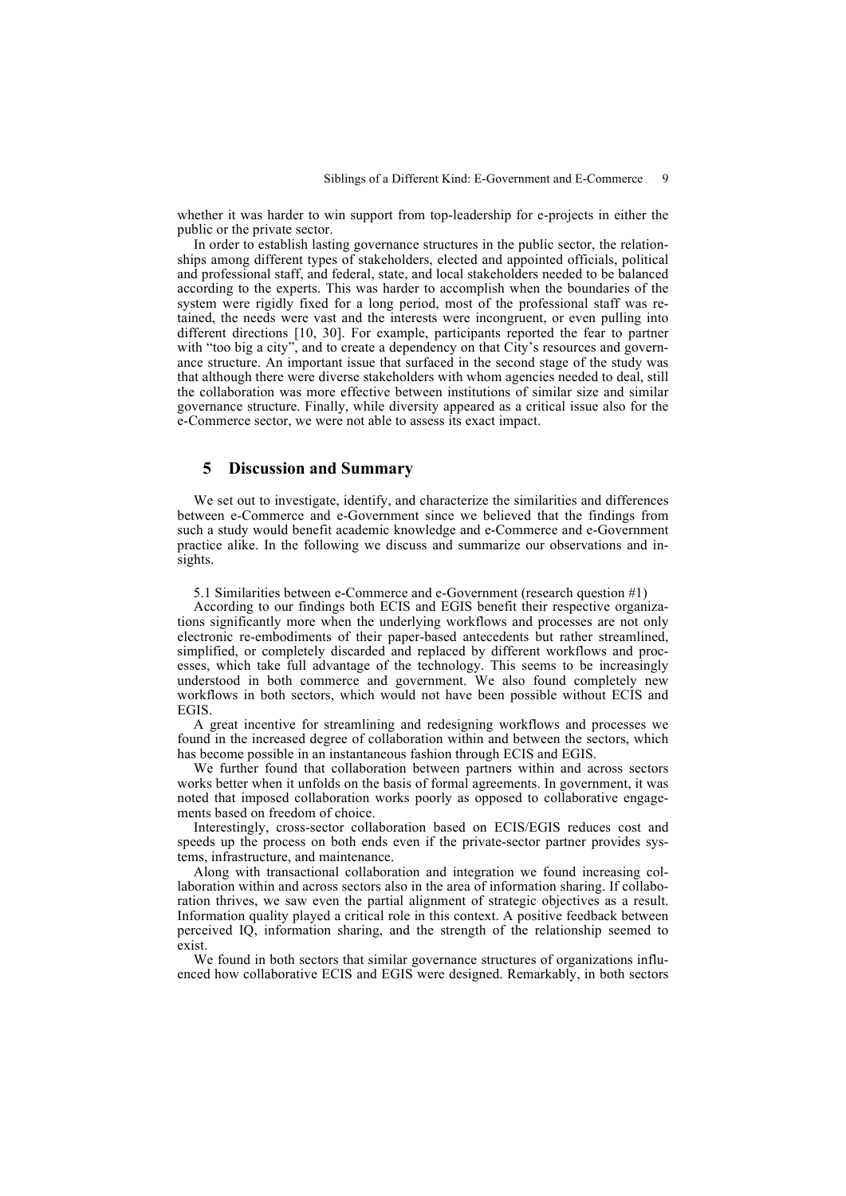whether it was harder to win support from top-leadership for e-projects in either the public or the private sector.

In order to establish lasting governance structures in the public sector, the relationships among different types of stakeholders, elected and appointed officials, political and professional staff, and federal, state, and local stakeholders needed to be balanced according to the experts. This was harder to accomplish when the boundaries of the system were rigidly fixed for a long period, most of the professional staff was retained, the needs were vast and the interests were incongruent, or even pulling into different directions [10, 30]. For example, participants reported the fear to partner with "too big a city", and to create a dependency on that City's resources and governance structure. An important issue that surfaced in the second stage of the study was that although there were diverse stakeholders with whom agencies needed to deal, still the collaboration was more effective between institutions of similar size and similar governance structure. Finally, while diversity appeared as a critical issue also for the e-Commerce sector, we were not able to assess its exact impact.

## 5 Discussion and Summary

We set out to investigate, identify, and characterize the similarities and differences between e-Commerce and e-Government since we believed that the findings from such a study would benefit academic knowledge and e-Commerce and e-Government practice alike. In the following we discuss and summarize our observations and insights.

5.1 Similarities between e-Commerce and e-Government (research question #1)

According to our findings both ECIS and EGIS benefit their respective organizations significantly more when the underlying workflows and processes are not only electronic re-embodiments of their paper-based antecedents but rather streamlined, simplified, or completely discarded and replaced by different workflows and processes, which take full advantage of the technology. This seems to be increasingly understood in both commerce and government. We also found completely new workflows in both sectors, which would not have been possible without ECIS and EGIS.

A great incentive for streamlining and redesigning workflows and processes we found in the increased degree of collaboration within and between the sectors, which has become possible in an instantaneous fashion through ECIS and EGIS.

We further found that collaboration between partners within and across sectors works better when it unfolds on the basis of formal agreements. In government, it was noted that imposed collaboration works poorly as opposed to collaborative engagements based on freedom of choice.

Interestingly, cross-sector collaboration based on ECIS/EGIS reduces cost and speeds up the process on both ends even if the private-sector partner provides systems, infrastructure, and maintenance.

Along with transactional collaboration and integration we found increasing collaboration within and across sectors also in the area of information sharing. If collaboration thrives, we saw even the partial alignment of strategic objectives as a result. Information quality played a critical role in this context. A positive feedback between perceived IQ, information sharing, and the strength of the relationship seemed to exist.

We found in both sectors that similar governance structures of organizations influenced how collaborative ECIS and EGIS were designed. Remarkably, in both sectors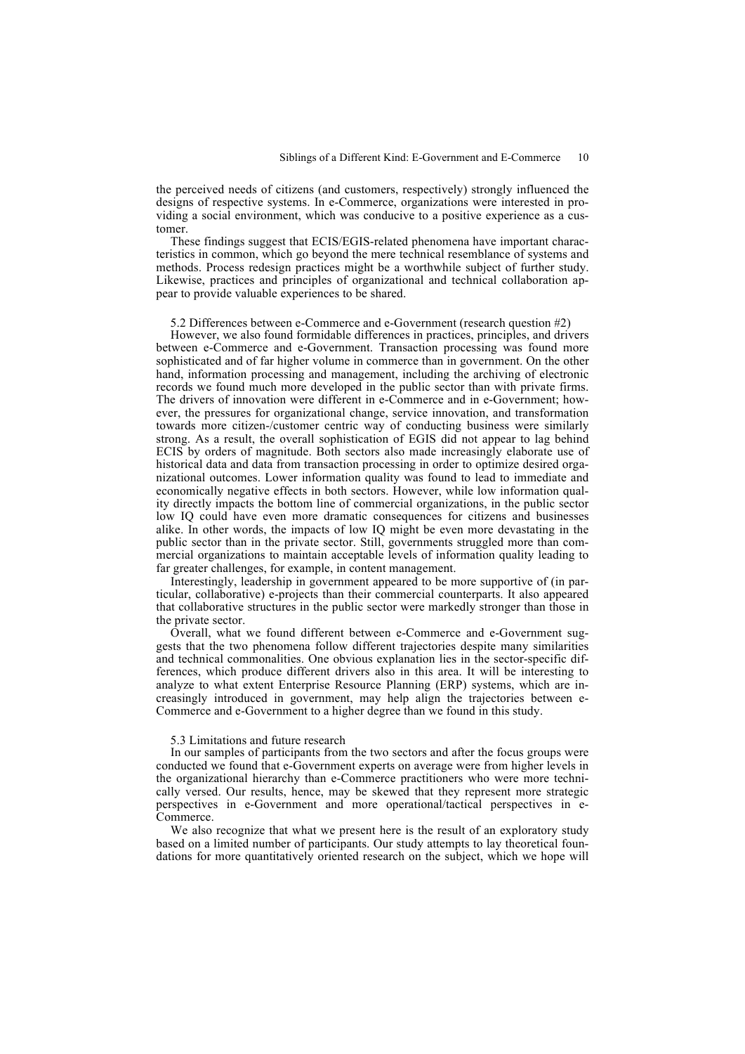the perceived needs of citizens (and customers, respectively) strongly influenced the designs of respective systems. In e-Commerce, organizations were interested in providing a social environment, which was conducive to a positive experience as a customer.

These findings suggest that ECIS/EGIS-related phenomena have important characteristics in common, which go beyond the mere technical resemblance of systems and methods. Process redesign practices might be a worthwhile subject of further study. Likewise, practices and principles of organizational and technical collaboration appear to provide valuable experiences to be shared.

### 5.2 Differences between e-Commerce and e-Government (research question #2)

However, we also found formidable differences in practices, principles, and drivers between e-Commerce and e-Government. Transaction processing was found more sophisticated and of far higher volume in commerce than in government. On the other hand, information processing and management, including the archiving of electronic records we found much more developed in the public sector than with private firms. The drivers of innovation were different in e-Commerce and in e-Government; however, the pressures for organizational change, service innovation, and transformation towards more citizen-/customer centric way of conducting business were similarly strong. As a result, the overall sophistication of EGIS did not appear to lag behind ECIS by orders of magnitude. Both sectors also made increasingly elaborate use of historical data and data from transaction processing in order to optimize desired organizational outcomes. Lower information quality was found to lead to immediate and economically negative effects in both sectors. However, while low information quality directly impacts the bottom line of commercial organizations, in the public sector low IQ could have even more dramatic consequences for citizens and businesses alike. In other words, the impacts of low IQ might be even more devastating in the public sector than in the private sector. Still, governments struggled more than commercial organizations to maintain acceptable levels of information quality leading to far greater challenges, for example, in content management.

Interestingly, leadership in government appeared to be more supportive of (in particular, collaborative) e-projects than their commercial counterparts. It also appeared that collaborative structures in the public sector were markedly stronger than those in the private sector.

Overall, what we found different between e-Commerce and e-Government suggests that the two phenomena follow different trajectories despite many similarities and technical commonalities. One obvious explanation lies in the sector-specific differences, which produce different drivers also in this area. It will be interesting to analyze to what extent Enterprise Resource Planning (ERP) systems, which are increasingly introduced in government, may help align the trajectories between e-Commerce and e-Government to a higher degree than we found in this study.

### 5.3 Limitations and future research

In our samples of participants from the two sectors and after the focus groups were conducted we found that e-Government experts on average were from higher levels in the organizational hierarchy than e-Commerce practitioners who were more technically versed. Our results, hence, may be skewed that they represent more strategic perspectives in e-Government and more operational/tactical perspectives in e-Commerce.

We also recognize that what we present here is the result of an exploratory study based on a limited number of participants. Our study attempts to lay theoretical foundations for more quantitatively oriented research on the subject, which we hope will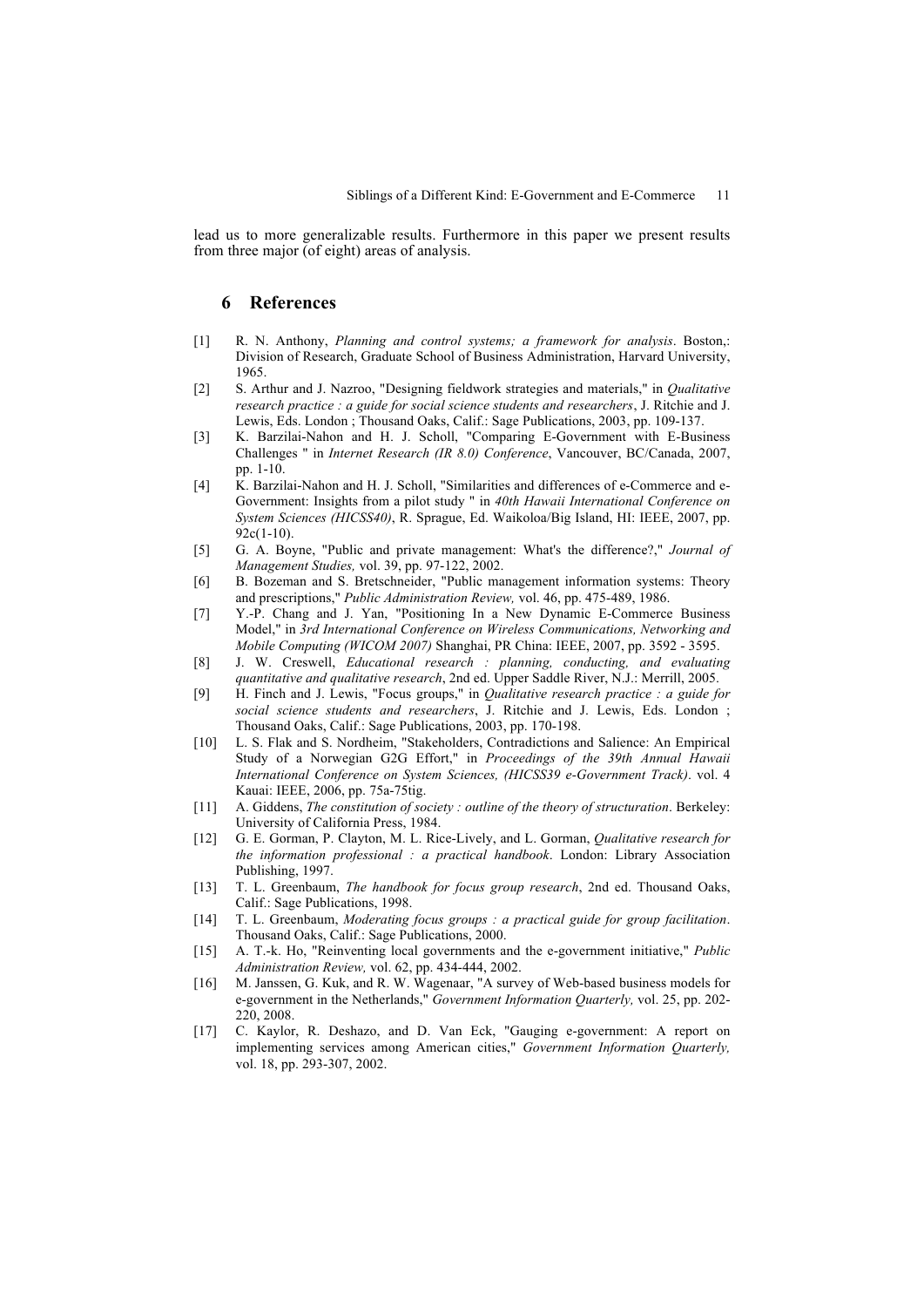lead us to more generalizable results. Furthermore in this paper we present results from three major (of eight) areas of analysis.

## 6 References

[1] R. N. Anthony, *Planning and control systems; a framework for analysis*. Boston,: Division of Research, Graduate School of Business Administration, Harvard University, 1965.

[2] S. Arthur and J. Nazroo, "Designing fieldwork strategies and materials," in *Qualitative research practice : a guide for social science students and researchers*, J. Ritchie and J. Lewis, Eds. London ; Thousand Oaks, Calif.: Sage Publications, 2003, pp. 109-137.

[3] K. Barzilai-Nahon and H. J. Scholl, "Comparing E-Government with E-Business Challenges " in *Internet Research (IR 8.0) Conference*, Vancouver, BC/Canada, 2007, pp. 1-10.

[4] K. Barzilai-Nahon and H. J. Scholl, "Similarities and differences of e-Commerce and e-Government: Insights from a pilot study " in *40th Hawaii International Conference on System Sciences (HICSS40)*, R. Sprague, Ed. Waikoloa/Big Island, HI: IEEE, 2007, pp. 92c(1-10).

[5] G. A. Boyne, "Public and private management: What's the difference?," *Journal of Management Studies,* vol. 39, pp. 97-122, 2002.

[6] B. Bozeman and S. Bretschneider, "Public management information systems: Theory and prescriptions," *Public Administration Review,* vol. 46, pp. 475-489, 1986.

[7] Y.-P. Chang and J. Yan, "Positioning In a New Dynamic E-Commerce Business Model," in *3rd International Conference on Wireless Communications, Networking and Mobile Computing (WICOM 2007)* Shanghai, PR China: IEEE, 2007, pp. 3592 - 3595.

[8] J. W. Creswell, *Educational research : planning, conducting, and evaluating quantitative and qualitative research*, 2nd ed. Upper Saddle River, N.J.: Merrill, 2005.

[9] H. Finch and J. Lewis, "Focus groups," in *Qualitative research practice : a guide for social science students and researchers*, J. Ritchie and J. Lewis, Eds. London ; Thousand Oaks, Calif.: Sage Publications, 2003, pp. 170-198.

[10] L. S. Flak and S. Nordheim, "Stakeholders, Contradictions and Salience: An Empirical Study of a Norwegian G2G Effort," in *Proceedings of the 39th Annual Hawaii International Conference on System Sciences, (HICSS39 e-Government Track)*. vol. 4 Kauai: IEEE, 2006, pp. 75a-75tig.

[11] A. Giddens, *The constitution of society : outline of the theory of structuration*. Berkeley: University of California Press, 1984.

[12] G. E. Gorman, P. Clayton, M. L. Rice-Lively, and L. Gorman, *Qualitative research for the information professional : a practical handbook*. London: Library Association Publishing, 1997.

[13] T. L. Greenbaum, *The handbook for focus group research*, 2nd ed. Thousand Oaks, Calif.: Sage Publications, 1998.

[14] T. L. Greenbaum, *Moderating focus groups : a practical guide for group facilitation*. Thousand Oaks, Calif.: Sage Publications, 2000.

[15] A. T.-k. Ho, "Reinventing local governments and the e-government initiative," *Public Administration Review,* vol. 62, pp. 434-444, 2002.

[16] M. Janssen, G. Kuk, and R. W. Wagenaar, "A survey of Web-based business models for e-government in the Netherlands," *Government Information Quarterly,* vol. 25, pp. 202-220, 2008.

[17] C. Kaylor, R. Deshazo, and D. Van Eck, "Gauging e-government: A report on implementing services among American cities," *Government Information Quarterly,* vol. 18, pp. 293-307, 2002.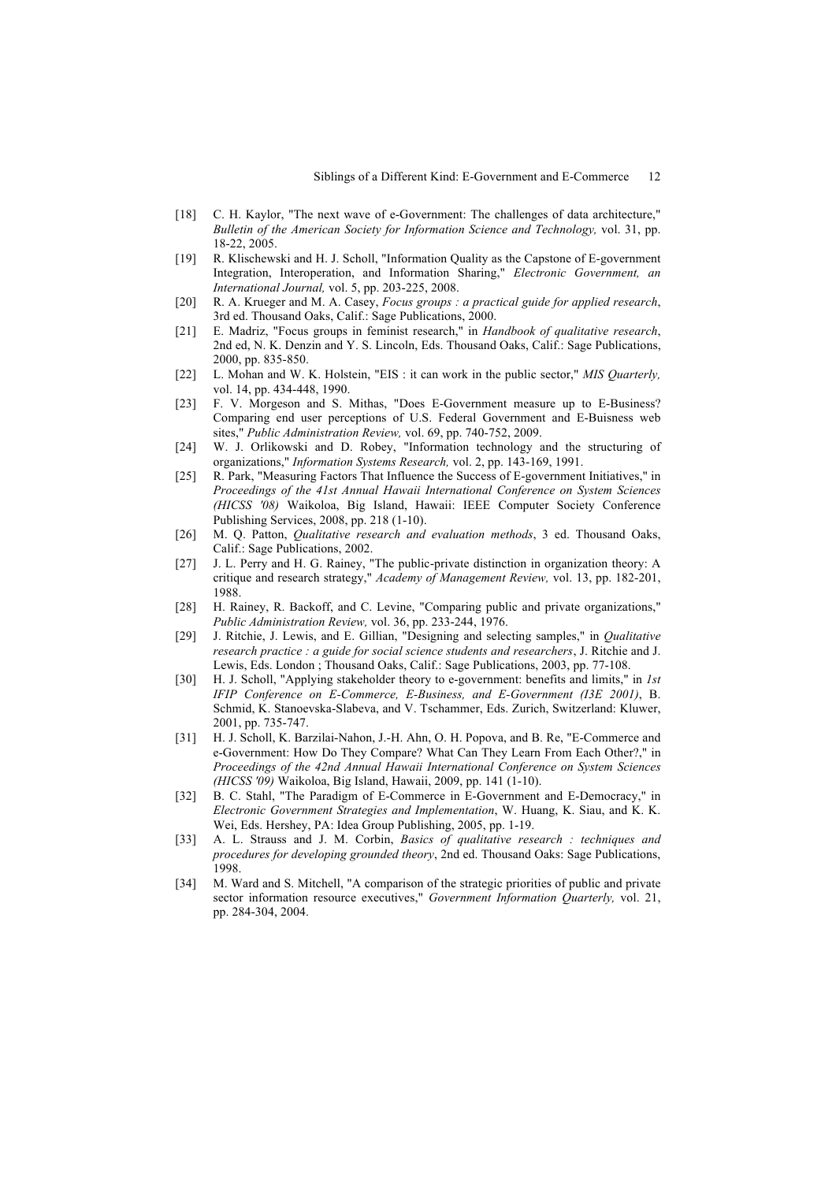[18] C. H. Kaylor, "The next wave of e-Government: The challenges of data architecture," *Bulletin of the American Society for Information Science and Technology,* vol. 31, pp. 18-22, 2005.

[19] R. Klischewski and H. J. Scholl, "Information Quality as the Capstone of E-government Integration, Interoperation, and Information Sharing," *Electronic Government, an International Journal,* vol. 5, pp. 203-225, 2008.

[20] R. A. Krueger and M. A. Casey, *Focus groups : a practical guide for applied research*, 3rd ed. Thousand Oaks, Calif.: Sage Publications, 2000.

[21] E. Madriz, "Focus groups in feminist research," in *Handbook of qualitative research*, 2nd ed, N. K. Denzin and Y. S. Lincoln, Eds. Thousand Oaks, Calif.: Sage Publications, 2000, pp. 835-850.

[22] L. Mohan and W. K. Holstein, "EIS : it can work in the public sector," *MIS Quarterly,* vol. 14, pp. 434-448, 1990.

[23] F. V. Morgeson and S. Mithas, "Does E-Government measure up to E-Business? Comparing end user perceptions of U.S. Federal Government and E-Buisness web sites," *Public Administration Review,* vol. 69, pp. 740-752, 2009.

[24] W. J. Orlikowski and D. Robey, "Information technology and the structuring of organizations," *Information Systems Research,* vol. 2, pp. 143-169, 1991.

[25] R. Park, "Measuring Factors That Influence the Success of E-government Initiatives," in *Proceedings of the 41st Annual Hawaii International Conference on System Sciences (HICSS '08)* Waikoloa, Big Island, Hawaii: IEEE Computer Society Conference Publishing Services, 2008, pp. 218 (1-10).

[26] M. Q. Patton, *Qualitative research and evaluation methods*, 3 ed. Thousand Oaks, Calif.: Sage Publications, 2002.

[27] J. L. Perry and H. G. Rainey, "The public-private distinction in organization theory: A critique and research strategy," *Academy of Management Review,* vol. 13, pp. 182-201, 1988.

[28] H. Rainey, R. Backoff, and C. Levine, "Comparing public and private organizations," *Public Administration Review,* vol. 36, pp. 233-244, 1976.

[29] J. Ritchie, J. Lewis, and E. Gillian, "Designing and selecting samples," in *Qualitative research practice : a guide for social science students and researchers*, J. Ritchie and J. Lewis, Eds. London ; Thousand Oaks, Calif.: Sage Publications, 2003, pp. 77-108.

[30] H. J. Scholl, "Applying stakeholder theory to e-government: benefits and limits," in *1st IFIP Conference on E-Commerce, E-Business, and E-Government (I3E 2001)*, B. Schmid, K. Stanoevska-Slabeva, and V. Tschammer, Eds. Zurich, Switzerland: Kluwer, 2001, pp. 735-747.

[31] H. J. Scholl, K. Barzilai-Nahon, J.-H. Ahn, O. H. Popova, and B. Re, "E-Commerce and e-Government: How Do They Compare? What Can They Learn From Each Other?," in *Proceedings of the 42nd Annual Hawaii International Conference on System Sciences (HICSS '09)* Waikoloa, Big Island, Hawaii, 2009, pp. 141 (1-10).

[32] B. C. Stahl, "The Paradigm of E-Commerce in E-Government and E-Democracy," in *Electronic Government Strategies and Implementation*, W. Huang, K. Siau, and K. K. Wei, Eds. Hershey, PA: Idea Group Publishing, 2005, pp. 1-19.

[33] A. L. Strauss and J. M. Corbin, *Basics of qualitative research : techniques and procedures for developing grounded theory*, 2nd ed. Thousand Oaks: Sage Publications, 1998.

[34] M. Ward and S. Mitchell, "A comparison of the strategic priorities of public and private sector information resource executives," *Government Information Quarterly,* vol. 21, pp. 284-304, 2004.